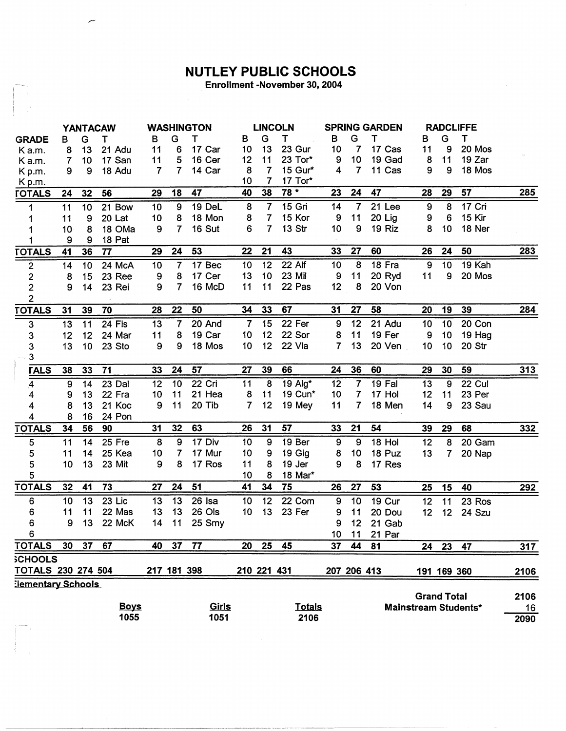# NUTLEY PUBLIC SCHOOLS

Enrollment -November 30, 2004

| | YANTACAW | | | | WASHINGTON | | | | LINCOLN | | | | SPRING GARDEN | | | | RADCLIFFE | | | | |
|---|---|---|---|---|---|---|---|---|---|---|---|---|---|---|---|---|---|---|---|---|---|
| GRADE | B | G | T | | B | G | T | | B | G | T | | B | G | T | | B | G | T | | |
| K a.m. | 8 | 13 | 21 | Adu | 11 | 6 | 17 | Car | 10 | 13 | 23 | Gur | 10 | 7 | 17 | Cas | 11 | 9 | 20 | Mos | |
| K a.m. | 7 | 10 | 17 | San | 11 | 5 | 16 | Cer | 12 | 11 | 23 | Tor* | 9 | 10 | 19 | Gad | 8 | 11 | 19 | Zar | |
| K p.m. | 9 | 9 | 18 | Adu | 7 | 7 | 14 | Car | 8 | 7 | 15 | Gur* | 4 | 7 | 11 | Cas | 9 | 9 | 18 | Mos | |
| K p.m. | | | | | | | | | 10 | 7 | 17 | Tor* | | | | | | | | | |
| TOTALS | 24 | 32 | 56 | | 29 | 18 | 47 | | 40 | 38 | 78 * | | 23 | 24 | 47 | | 28 | 29 | 57 | | 285 |
| 1 | 11 | 10 | 21 | Bow | 10 | 9 | 19 | DeL | 8 | 7 | 15 | Gri | 14 | 7 | 21 | Lee | 9 | 8 | 17 | Cri | |
| 1 | 11 | 9 | 20 | Lat | 10 | 8 | 18 | Mon | 8 | 7 | 15 | Kor | 9 | 11 | 20 | Lig | 9 | 6 | 15 | Kir | |
| 1 | 10 | 8 | 18 | OMa | 9 | 7 | 16 | Sut | 6 | 7 | 13 | Str | 10 | 9 | 19 | Riz | 8 | 10 | 18 | Ner | |
| 1 | 9 | 9 | 18 | Pat | | | | | | | | | | | | | | | | | |
| TOTALS | 41 | 36 | 77 | | 29 | 24 | 53 | | 22 | 21 | 43 | | 33 | 27 | 60 | | 26 | 24 | 50 | | 283 |
| 2 | 14 | 10 | 24 | McA | 10 | 7 | 17 | Bec | 10 | 12 | 22 | Alf | 10 | 8 | 18 | Fra | 9 | 10 | 19 | Kah | |
| 2 | 8 | 15 | 23 | Ree | 9 | 8 | 17 | Cer | 13 | 10 | 23 | Mil | 9 | 11 | 20 | Ryd | 11 | 9 | 20 | Mos | |
| 2 | 9 | 14 | 23 | Rei | 9 | 7 | 16 | McD | 11 | 11 | 22 | Pas | 12 | 8 | 20 | Von | | | | | |
| 2 | | | | | | | | | | | | | | | | | | | | | |
| TOTALS | 31 | 39 | 70 | | 28 | 22 | 50 | | 34 | 33 | 67 | | 31 | 27 | 58 | | 20 | 19 | 39 | | 284 |
| 3 | 13 | 11 | 24 | Fis | 13 | 7 | 20 | And | 7 | 15 | 22 | Fer | 9 | 12 | 21 | Adu | 10 | 10 | 20 | Con | |
| 3 | 12 | 12 | 24 | Mar | 11 | 8 | 19 | Car | 10 | 12 | 22 | Sor | 8 | 11 | 19 | Fer | 9 | 10 | 19 | Hag | |
| 3 | 13 | 10 | 23 | Sto | 9 | 9 | 18 | Mos | 10 | 12 | 22 | Vla | 7 | 13 | 20 | Ven | 10 | 10 | 20 | Str | |
| 3 | | | | | | | | | | | | | | | | | | | | | |
| TALS | 38 | 33 | 71 | | 33 | 24 | 57 | | 27 | 39 | 66 | | 24 | 36 | 60 | | 29 | 30 | 59 | | 313 |
| 4 | 9 | 14 | 23 | Dal | 12 | 10 | 22 | Cri | 11 | 8 | 19 | Alg* | 12 | 7 | 19 | Fal | 13 | 9 | 22 | Cul | |
| 4 | 9 | 13 | 22 | Fra | 10 | 11 | 21 | Hea | 8 | 11 | 19 | Cun* | 10 | 7 | 17 | Hol | 12 | 11 | 23 | Per | |
| 4 | 8 | 13 | 21 | Koc | 9 | 11 | 20 | Tib | 7 | 12 | 19 | Mey | 11 | 7 | 18 | Men | 14 | 9 | 23 | Sau | |
| 4 | 8 | 16 | 24 | Pon | | | | | | | | | | | | | | | | | |
| TOTALS | 34 | 56 | 90 | | 31 | 32 | 63 | | 26 | 31 | 57 | | 33 | 21 | 54 | | 39 | 29 | 68 | | 332 |
| 5 | 11 | 14 | 25 | Fre | 8 | 9 | 17 | Div | 10 | 9 | 19 | Ber | 9 | 9 | 18 | Hol | 12 | 8 | 20 | Gam | |
| 5 | 11 | 14 | 25 | Kea | 10 | 7 | 17 | Mur | 10 | 9 | 19 | Gig | 8 | 10 | 18 | Puz | 13 | 7 | 20 | Nap | |
| 5 | 10 | 13 | 23 | Mit | 9 | 8 | 17 | Ros | 11 | 8 | 19 | Jer | 9 | 8 | 17 | Res | | | | | |
| 5 | | | | | | | | | 10 | 8 | 18 | Mar* | | | | | | | | | |
| TOTALS | 32 | 41 | 73 | | 27 | 24 | 51 | | 41 | 34 | 75 | | 26 | 27 | 53 | | 25 | 15 | 40 | | 292 |
| 6 | 10 | 13 | 23 | Lic | 13 | 13 | 26 | Isa | 10 | 12 | 22 | Com | 9 | 10 | 19 | Cur | 12 | 11 | 23 | Ros | |
| 6 | 11 | 11 | 22 | Mas | 13 | 13 | 26 | Ols | 10 | 13 | 23 | Fer | 9 | 11 | 20 | Dou | 12 | 12 | 24 | Szu | |
| 6 | 9 | 13 | 22 | McK | 14 | 11 | 25 | Smy | | | | | 9 | 12 | 21 | Gab | | | | | |
| 6 | | | | | | | | | | | | | 10 | 11 | 21 | Par | | | | | |
| TOTALS | 30 | 37 | 67 | | 40 | 37 | 77 | | 20 | 25 | 45 | | 37 | 44 | 81 | | 24 | 23 | 47 | | 317 |
| SCHOOLS TOTALS | 230 | 274 | 504 | | 217 | 181 | 398 | | 210 | 221 | 431 | | 207 | 206 | 413 | | 191 | 169 | 360 | | 2106 |

Elementary Schools

| Boys | Girls | Totals |
|---|---|---|
| 1055 | 1051 | 2106 |

| | |
|---|---|
| Grand Total | 2106 |
| Mainstream Students* | 16 |
| | 2090 |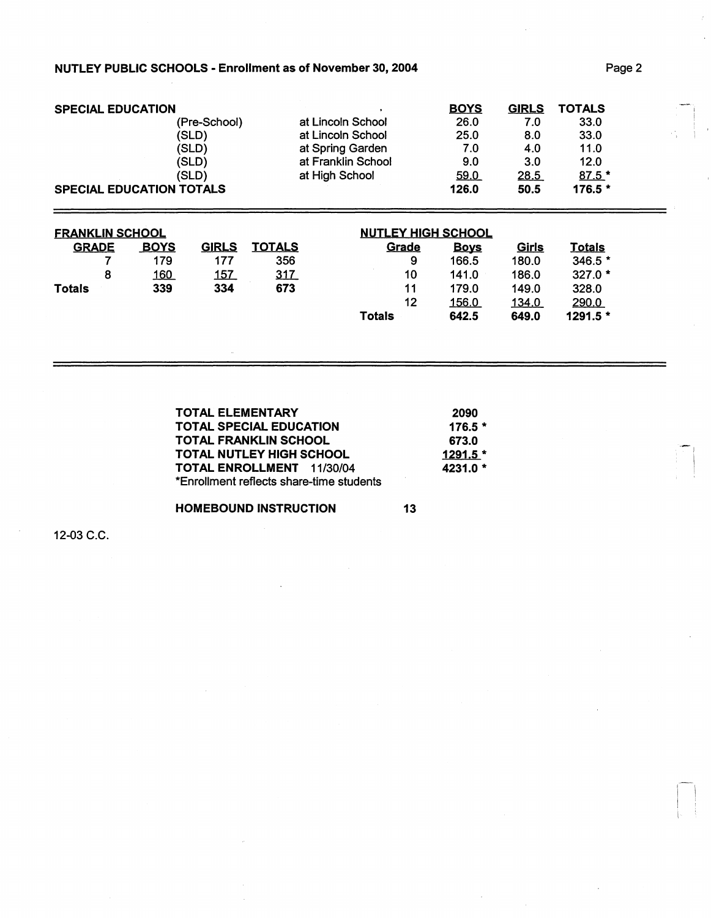## NUTLEY PUBLIC SCHOOLS - Enrollment as of November 30, 2004

| SPECIAL EDUCATION | | BOYS | GIRLS | TOTALS |
|---|---|---|---|---|
| (Pre-School) | at Lincoln School | 26.0 | 7.0 | 33.0 |
| (SLD) | at Lincoln School | 25.0 | 8.0 | 33.0 |
| (SLD) | at Spring Garden | 7.0 | 4.0 | 11.0 |
| (SLD) | at Franklin School | 9.0 | 3.0 | 12.0 |
| (SLD) | at High School | 59.0 | 28.5 | 87.5 * |
| **SPECIAL EDUCATION TOTALS** | | **126.0** | **50.5** | **176.5 *** |

**FRANKLIN SCHOOL**

| GRADE | BOYS | GIRLS | TOTALS |
|---|---|---|---|
| 7 | 179 | 177 | 356 |
| 8 | 160 | 157 | 317 |
| **Totals** | **339** | **334** | **673** |

**NUTLEY HIGH SCHOOL**

| Grade | Boys | Girls | Totals |
|---|---|---|---|
| 9 | 166.5 | 180.0 | 346.5 * |
| 10 | 141.0 | 186.0 | 327.0 * |
| 11 | 179.0 | 149.0 | 328.0 |
| 12 | 156.0 | 134.0 | 290.0 |
| **Totals** | **642.5** | **649.0** | **1291.5 *** |

| | |
|---|---|
| **TOTAL ELEMENTARY** | **2090** |
| **TOTAL SPECIAL EDUCATION** | **176.5 *** |
| **TOTAL FRANKLIN SCHOOL** | **673.0** |
| **TOTAL NUTLEY HIGH SCHOOL** | **1291.5 *** |
| **TOTAL ENROLLMENT** 11/30/04 | **4231.0 *** |

*Enrollment reflects share-time students

**HOMEBOUND INSTRUCTION** **13**

12-03 C.C.